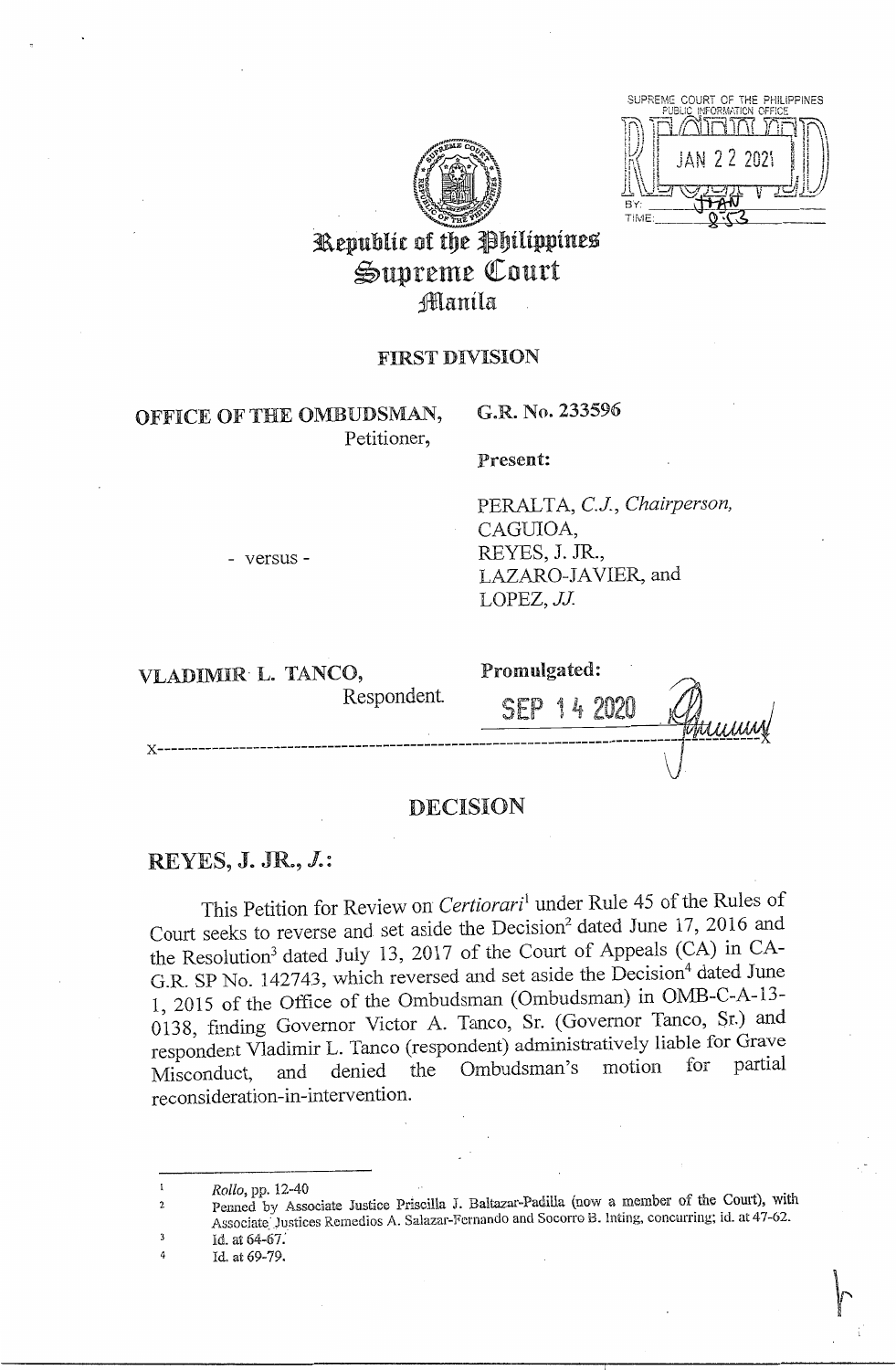# Republic of the Philippines
# Supreme Court
# Manila

## FIRST DIVISION

**OFFICE OF THE OMBUDSMAN,**
Petitioner,

**G.R. No. 233596**

**Present:**

PERALTA, *C.J., Chairperson,*
CAGUIOA,
REYES, J. JR.,
LAZARO-JAVIER, and
LOPEZ, *JJ.*

- versus -

**VLADIMIR L. TANCO,**
Respondent.

**Promulgated:**

SEP 14 2020

x-----------------------------------------------------------------------------------------x

## DECISION

**REYES, J. JR., *J.*:**

This Petition for Review on *Certiorari*[1] under Rule 45 of the Rules of Court seeks to reverse and set aside the Decision[2] dated June 17, 2016 and the Resolution[3] dated July 13, 2017 of the Court of Appeals (CA) in CA-G.R. SP No. 142743, which reversed and set aside the Decision[4] dated June 1, 2015 of the Office of the Ombudsman (Ombudsman) in OMB-C-A-13-0138, finding Governor Victor A. Tanco, Sr. (Governor Tanco, Sr.) and respondent Vladimir L. Tanco (respondent) administratively liable for Grave Misconduct, and denied the Ombudsman's motion for partial reconsideration-in-intervention.

---

[1] *Rollo*, pp. 12-40

[2] Penned by Associate Justice Priscilla J. Baltazar-Padilla (now a member of the Court), with Associate Justices Remedios A. Salazar-Fernando and Socorro B. Inting, concurring; id. at 47-62.

[3] Id. at 64-67.

[4] Id. at 69-79.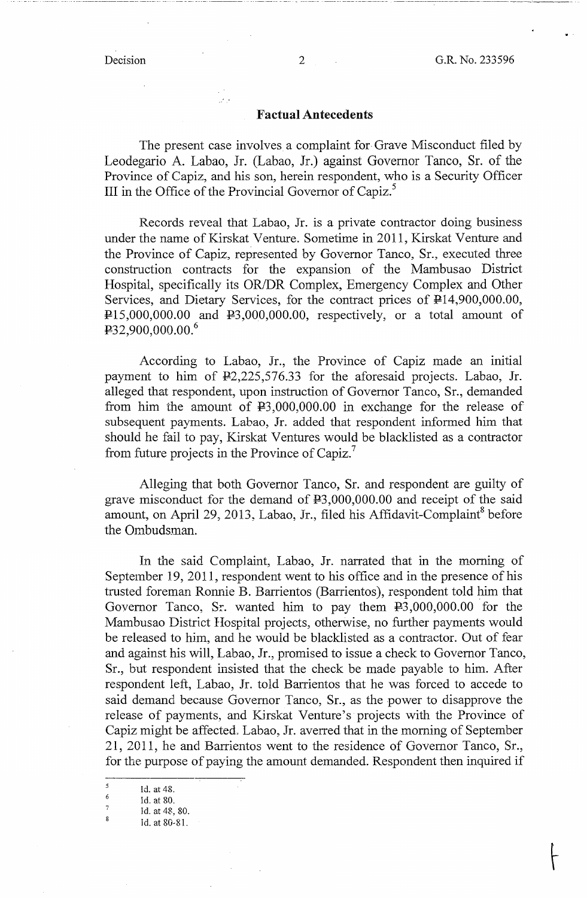## Factual Antecedents

The present case involves a complaint for Grave Misconduct filed by Leodegario A. Labao, Jr. (Labao, Jr.) against Governor Tanco, Sr. of the Province of Capiz, and his son, herein respondent, who is a Security Officer III in the Office of the Provincial Governor of Capiz.[5]

Records reveal that Labao, Jr. is a private contractor doing business under the name of Kirskat Venture. Sometime in 2011, Kirskat Venture and the Province of Capiz, represented by Governor Tanco, Sr., executed three construction contracts for the expansion of the Mambusao District Hospital, specifically its OR/DR Complex, Emergency Complex and Other Services, and Dietary Services, for the contract prices of ₱14,900,000.00, ₱15,000,000.00 and ₱3,000,000.00, respectively, or a total amount of ₱32,900,000.00.[6]

According to Labao, Jr., the Province of Capiz made an initial payment to him of ₱2,225,576.33 for the aforesaid projects. Labao, Jr. alleged that respondent, upon instruction of Governor Tanco, Sr., demanded from him the amount of ₱3,000,000.00 in exchange for the release of subsequent payments. Labao, Jr. added that respondent informed him that should he fail to pay, Kirskat Ventures would be blacklisted as a contractor from future projects in the Province of Capiz.[7]

Alleging that both Governor Tanco, Sr. and respondent are guilty of grave misconduct for the demand of ₱3,000,000.00 and receipt of the said amount, on April 29, 2013, Labao, Jr., filed his Affidavit-Complaint[8] before the Ombudsman.

In the said Complaint, Labao, Jr. narrated that in the morning of September 19, 2011, respondent went to his office and in the presence of his trusted foreman Ronnie B. Barrientos (Barrientos), respondent told him that Governor Tanco, Sr. wanted him to pay them ₱3,000,000.00 for the Mambusao District Hospital projects, otherwise, no further payments would be released to him, and he would be blacklisted as a contractor. Out of fear and against his will, Labao, Jr., promised to issue a check to Governor Tanco, Sr., but respondent insisted that the check be made payable to him. After respondent left, Labao, Jr. told Barrientos that he was forced to accede to said demand because Governor Tanco, Sr., as the power to disapprove the release of payments, and Kirskat Venture's projects with the Province of Capiz might be affected. Labao, Jr. averred that in the morning of September 21, 2011, he and Barrientos went to the residence of Governor Tanco, Sr., for the purpose of paying the amount demanded. Respondent then inquired if

---

[5] Id. at 48.

[6] Id. at 80.

[7] Id. at 48, 80.

[8] Id. at 80-81.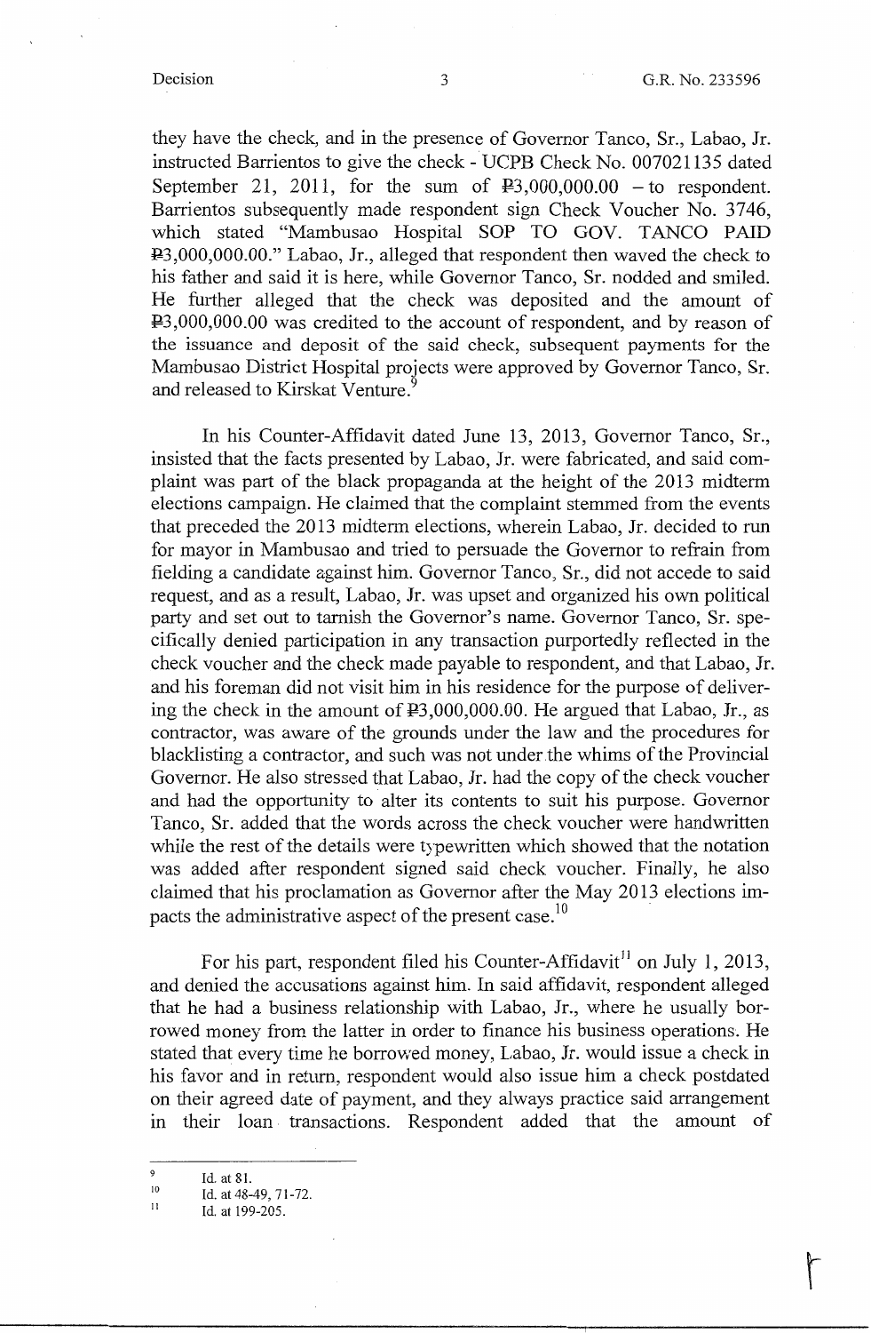they have the check, and in the presence of Governor Tanco, Sr., Labao, Jr. instructed Barrientos to give the check - UCPB Check No. 007021135 dated September 21, 2011, for the sum of ₱3,000,000.00 – to respondent. Barrientos subsequently made respondent sign Check Voucher No. 3746, which stated "Mambusao Hospital SOP TO GOV. TANCO PAID ₱3,000,000.00." Labao, Jr., alleged that respondent then waved the check to his father and said it is here, while Governor Tanco, Sr. nodded and smiled. He further alleged that the check was deposited and the amount of ₱3,000,000.00 was credited to the account of respondent, and by reason of the issuance and deposit of the said check, subsequent payments for the Mambusao District Hospital projects were approved by Governor Tanco, Sr. and released to Kirskat Venture.[9]

In his Counter-Affidavit dated June 13, 2013, Governor Tanco, Sr., insisted that the facts presented by Labao, Jr. were fabricated, and said complaint was part of the black propaganda at the height of the 2013 midterm elections campaign. He claimed that the complaint stemmed from the events that preceded the 2013 midterm elections, wherein Labao, Jr. decided to run for mayor in Mambusao and tried to persuade the Governor to refrain from fielding a candidate against him. Governor Tanco, Sr., did not accede to said request, and as a result, Labao, Jr. was upset and organized his own political party and set out to tarnish the Governor's name. Governor Tanco, Sr. specifically denied participation in any transaction purportedly reflected in the check voucher and the check made payable to respondent, and that Labao, Jr. and his foreman did not visit him in his residence for the purpose of delivering the check in the amount of ₱3,000,000.00. He argued that Labao, Jr., as contractor, was aware of the grounds under the law and the procedures for blacklisting a contractor, and such was not under the whims of the Provincial Governor. He also stressed that Labao, Jr. had the copy of the check voucher and had the opportunity to alter its contents to suit his purpose. Governor Tanco, Sr. added that the words across the check voucher were handwritten while the rest of the details were typewritten which showed that the notation was added after respondent signed said check voucher. Finally, he also claimed that his proclamation as Governor after the May 2013 elections impacts the administrative aspect of the present case.[10]

For his part, respondent filed his Counter-Affidavit[11] on July 1, 2013, and denied the accusations against him. In said affidavit, respondent alleged that he had a business relationship with Labao, Jr., where he usually borrowed money from the latter in order to finance his business operations. He stated that every time he borrowed money, Labao, Jr. would issue a check in his favor and in return, respondent would also issue him a check postdated on their agreed date of payment, and they always practice said arrangement in their loan transactions. Respondent added that the amount of

---

[9] Id. at 81.

[10] Id. at 48-49, 71-72.

[11] Id. at 199-205.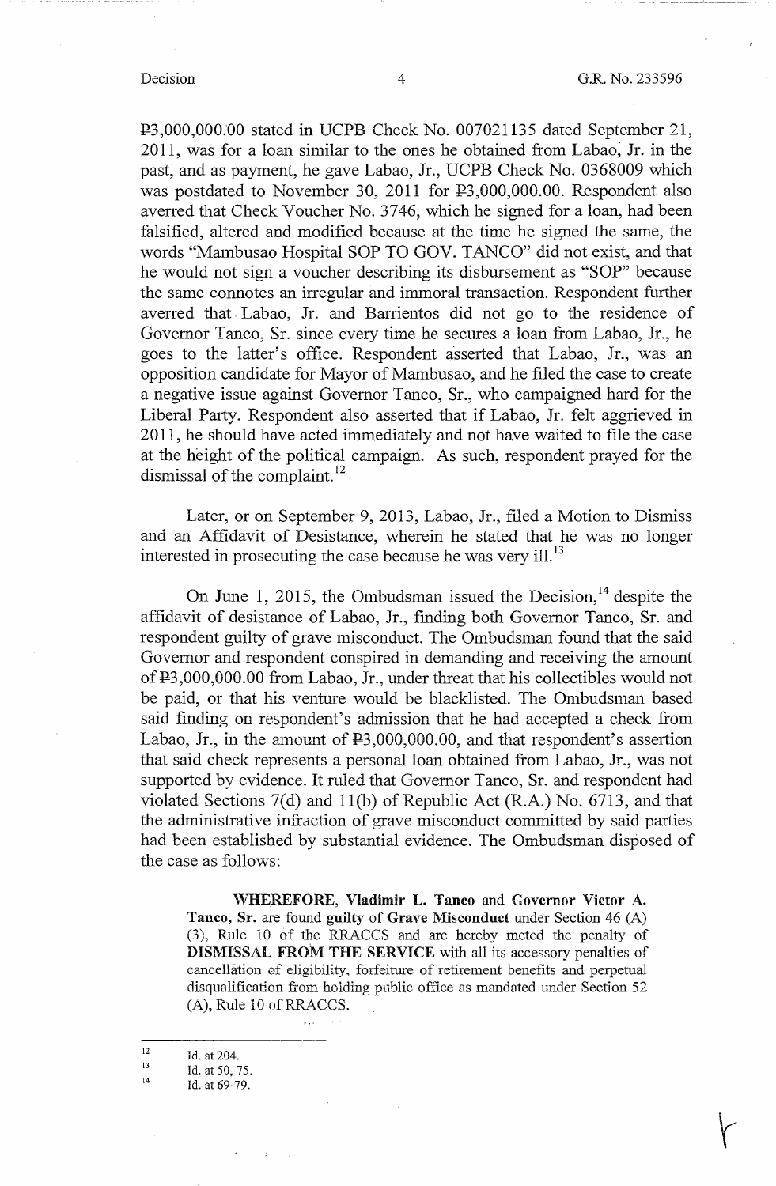₱3,000,000.00 stated in UCPB Check No. 007021135 dated September 21, 2011, was for a loan similar to the ones he obtained from Labao, Jr. in the past, and as payment, he gave Labao, Jr., UCPB Check No. 0368009 which was postdated to November 30, 2011 for ₱3,000,000.00. Respondent also averred that Check Voucher No. 3746, which he signed for a loan, had been falsified, altered and modified because at the time he signed the same, the words "Mambusao Hospital SOP TO GOV. TANCO" did not exist, and that he would not sign a voucher describing its disbursement as "SOP" because the same connotes an irregular and immoral transaction. Respondent further averred that Labao, Jr. and Barrientos did not go to the residence of Governor Tanco, Sr. since every time he secures a loan from Labao, Jr., he goes to the latter's office. Respondent asserted that Labao, Jr., was an opposition candidate for Mayor of Mambusao, and he filed the case to create a negative issue against Governor Tanco, Sr., who campaigned hard for the Liberal Party. Respondent also asserted that if Labao, Jr. felt aggrieved in 2011, he should have acted immediately and not have waited to file the case at the height of the political campaign. As such, respondent prayed for the dismissal of the complaint.[12]

Later, or on September 9, 2013, Labao, Jr., filed a Motion to Dismiss and an Affidavit of Desistance, wherein he stated that he was no longer interested in prosecuting the case because he was very ill.[13]

On June 1, 2015, the Ombudsman issued the Decision,[14] despite the affidavit of desistance of Labao, Jr., finding both Governor Tanco, Sr. and respondent guilty of grave misconduct. The Ombudsman found that the said Governor and respondent conspired in demanding and receiving the amount of ₱3,000,000.00 from Labao, Jr., under threat that his collectibles would not be paid, or that his venture would be blacklisted. The Ombudsman based said finding on respondent's admission that he had accepted a check from Labao, Jr., in the amount of ₱3,000,000.00, and that respondent's assertion that said check represents a personal loan obtained from Labao, Jr., was not supported by evidence. It ruled that Governor Tanco, Sr. and respondent had violated Sections 7(d) and 11(b) of Republic Act (R.A.) No. 6713, and that the administrative infraction of grave misconduct committed by said parties had been established by substantial evidence. The Ombudsman disposed of the case as follows:

> **WHEREFORE, Vladimir L. Tanco** and **Governor Victor A. Tanco, Sr.** are found **guilty** of **Grave Misconduct** under Section 46 (A) (3), Rule 10 of the RRACCS and are hereby meted the penalty of **DISMISSAL FROM THE SERVICE** with all its accessory penalties of cancellation of eligibility, forfeiture of retirement benefits and perpetual disqualification from holding public office as mandated under Section 52 (A), Rule 10 of RRACCS.

---

[12] Id. at 204.

[13] Id. at 50, 75.

[14] Id. at 69-79.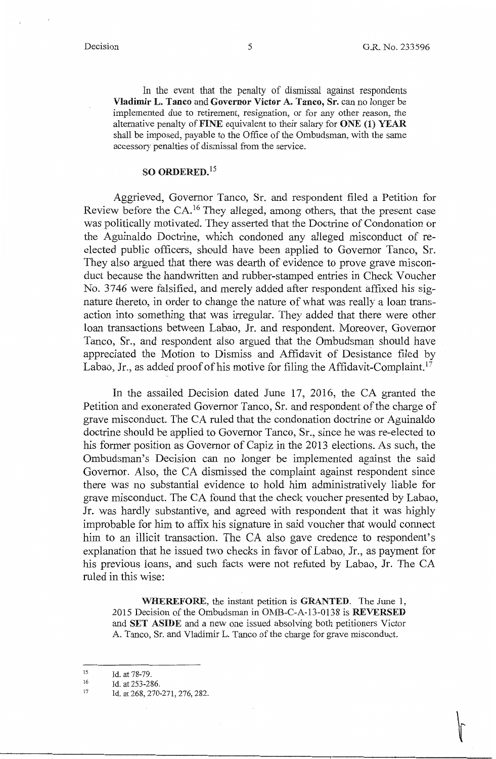In the event that the penalty of dismissal against respondents **Vladimir L. Tanco** and **Governor Victor A. Tanco, Sr.** can no longer be implemented due to retirement, resignation, or for any other reason, the alternative penalty of **FINE** equivalent to their salary for **ONE (1) YEAR** shall be imposed, payable to the Office of the Ombudsman, with the same accessory penalties of dismissal from the service.

**SO ORDERED.**[15]

Aggrieved, Governor Tanco, Sr. and respondent filed a Petition for Review before the CA.[16] They alleged, among others, that the present case was politically motivated. They asserted that the Doctrine of Condonation or the Aguinaldo Doctrine, which condoned any alleged misconduct of re-elected public officers, should have been applied to Governor Tanco, Sr. They also argued that there was dearth of evidence to prove grave misconduct because the handwritten and rubber-stamped entries in Check Voucher No. 3746 were falsified, and merely added after respondent affixed his signature thereto, in order to change the nature of what was really a loan transaction into something that was irregular. They added that there were other loan transactions between Labao, Jr. and respondent. Moreover, Governor Tanco, Sr., and respondent also argued that the Ombudsman should have appreciated the Motion to Dismiss and Affidavit of Desistance filed by Labao, Jr., as added proof of his motive for filing the Affidavit-Complaint.[17]

In the assailed Decision dated June 17, 2016, the CA granted the Petition and exonerated Governor Tanco, Sr. and respondent of the charge of grave misconduct. The CA ruled that the condonation doctrine or Aguinaldo doctrine should be applied to Governor Tanco, Sr., since he was re-elected to his former position as Governor of Capiz in the 2013 elections. As such, the Ombudsman's Decision can no longer be implemented against the said Governor. Also, the CA dismissed the complaint against respondent since there was no substantial evidence to hold him administratively liable for grave misconduct. The CA found that the check voucher presented by Labao, Jr. was hardly substantive, and agreed with respondent that it was highly improbable for him to affix his signature in said voucher that would connect him to an illicit transaction. The CA also gave credence to respondent's explanation that he issued two checks in favor of Labao, Jr., as payment for his previous loans, and such facts were not refuted by Labao, Jr. The CA ruled in this wise:

**WHEREFORE**, the instant petition is **GRANTED**. The June 1, 2015 Decision of the Ombudsman in OMB-C-A-13-0138 is **REVERSED** and **SET ASIDE** and a new one issued absolving both petitioners Victor A. Tanco, Sr. and Vladimir L. Tanco of the charge for grave misconduct.

---

15 Id. at 78-79.

16 Id. at 253-286.

17 Id. at 268, 270-271, 276, 282.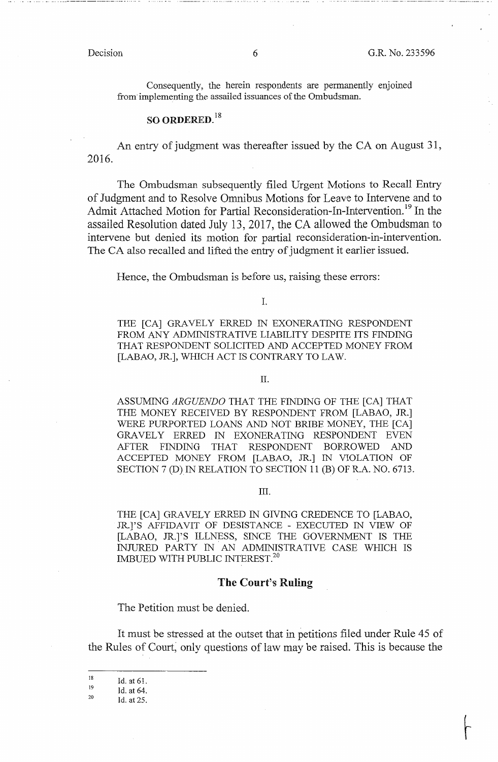Consequently, the herein respondents are permanently enjoined from implementing the assailed issuances of the Ombudsman.

**SO ORDERED.**[18]

An entry of judgment was thereafter issued by the CA on August 31, 2016.

The Ombudsman subsequently filed Urgent Motions to Recall Entry of Judgment and to Resolve Omnibus Motions for Leave to Intervene and to Admit Attached Motion for Partial Reconsideration-In-Intervention.[19] In the assailed Resolution dated July 13, 2017, the CA allowed the Ombudsman to intervene but denied its motion for partial reconsideration-in-intervention. The CA also recalled and lifted the entry of judgment it earlier issued.

Hence, the Ombudsman is before us, raising these errors:

I.

THE [CA] GRAVELY ERRED IN EXONERATING RESPONDENT FROM ANY ADMINISTRATIVE LIABILITY DESPITE ITS FINDING THAT RESPONDENT SOLICITED AND ACCEPTED MONEY FROM [LABAO, JR.], WHICH ACT IS CONTRARY TO LAW.

II.

ASSUMING *ARGUENDO* THAT THE FINDING OF THE [CA] THAT THE MONEY RECEIVED BY RESPONDENT FROM [LABAO, JR.] WERE PURPORTED LOANS AND NOT BRIBE MONEY, THE [CA] GRAVELY ERRED IN EXONERATING RESPONDENT EVEN AFTER FINDING THAT RESPONDENT BORROWED AND ACCEPTED MONEY FROM [LABAO, JR.] IN VIOLATION OF SECTION 7 (D) IN RELATION TO SECTION 11 (B) OF R.A. NO. 6713.

III.

THE [CA] GRAVELY ERRED IN GIVING CREDENCE TO [LABAO, JR.]'S AFFIDAVIT OF DESISTANCE - EXECUTED IN VIEW OF [LABAO, JR.]'S ILLNESS, SINCE THE GOVERNMENT IS THE INJURED PARTY IN AN ADMINISTRATIVE CASE WHICH IS IMBUED WITH PUBLIC INTEREST.[20]

## The Court's Ruling

The Petition must be denied.

It must be stressed at the outset that in petitions filed under Rule 45 of the Rules of Court, only questions of law may be raised. This is because the

---

[18] Id. at 61.

[19] Id. at 64.

[20] Id. at 25.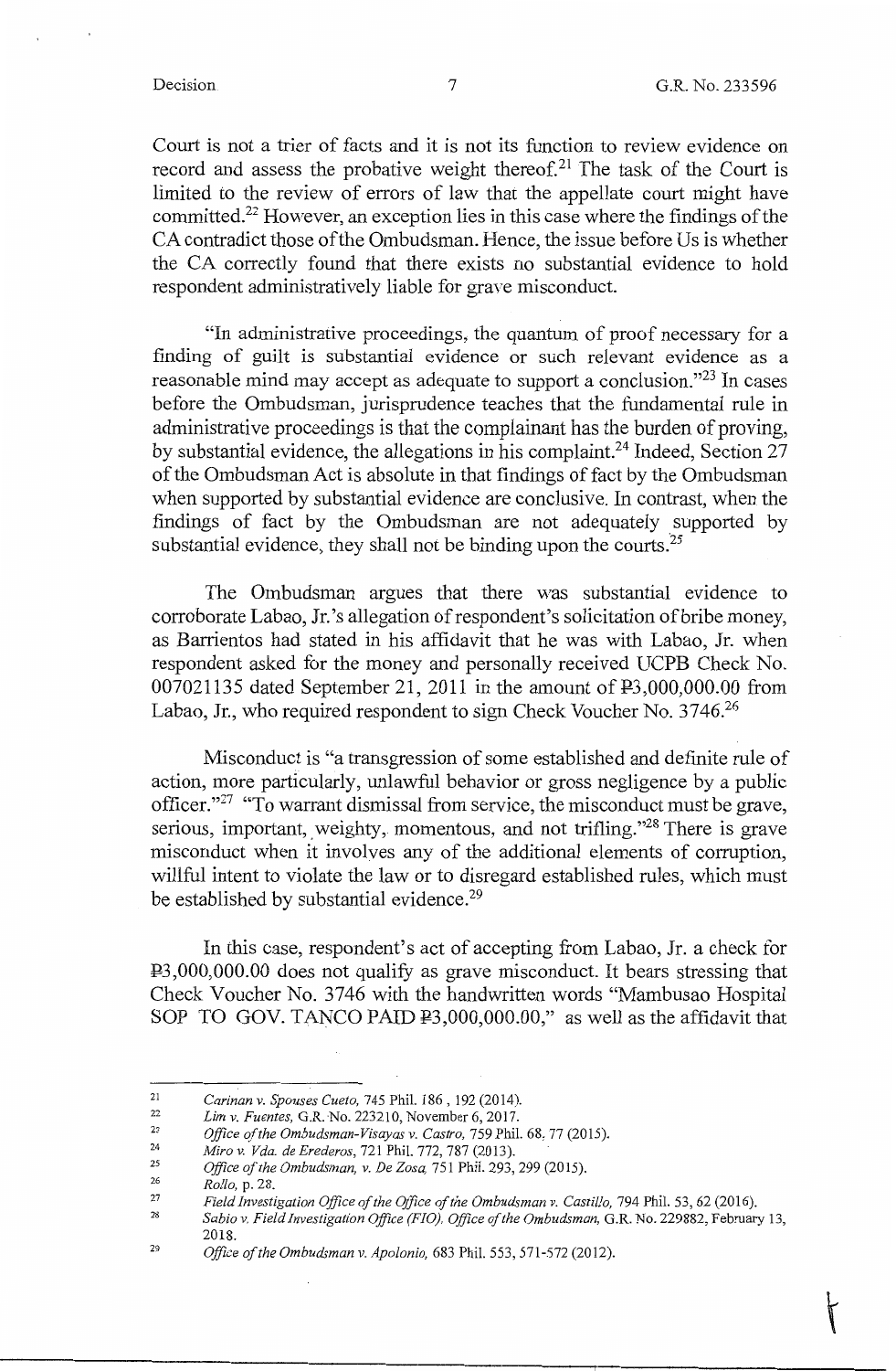Court is not a trier of facts and it is not its function to review evidence on record and assess the probative weight thereof.[21] The task of the Court is limited to the review of errors of law that the appellate court might have committed.[22] However, an exception lies in this case where the findings of the CA contradict those of the Ombudsman. Hence, the issue before Us is whether the CA correctly found that there exists no substantial evidence to hold respondent administratively liable for grave misconduct.

"In administrative proceedings, the quantum of proof necessary for a finding of guilt is substantial evidence or such relevant evidence as a reasonable mind may accept as adequate to support a conclusion."[23] In cases before the Ombudsman, jurisprudence teaches that the fundamental rule in administrative proceedings is that the complainant has the burden of proving, by substantial evidence, the allegations in his complaint.[24] Indeed, Section 27 of the Ombudsman Act is absolute in that findings of fact by the Ombudsman when supported by substantial evidence are conclusive. In contrast, when the findings of fact by the Ombudsman are not adequately supported by substantial evidence, they shall not be binding upon the courts.[25]

The Ombudsman argues that there was substantial evidence to corroborate Labao, Jr.'s allegation of respondent's solicitation of bribe money, as Barrientos had stated in his affidavit that he was with Labao, Jr. when respondent asked for the money and personally received UCPB Check No. 007021135 dated September 21, 2011 in the amount of ₱3,000,000.00 from Labao, Jr., who required respondent to sign Check Voucher No. 3746.[26]

Misconduct is "a transgression of some established and definite rule of action, more particularly, unlawful behavior or gross negligence by a public officer."[27] "To warrant dismissal from service, the misconduct must be grave, serious, important, weighty, momentous, and not trifling."[28] There is grave misconduct when it involves any of the additional elements of corruption, willful intent to violate the law or to disregard established rules, which must be established by substantial evidence.[29]

In this case, respondent's act of accepting from Labao, Jr. a check for ₱3,000,000.00 does not qualify as grave misconduct. It bears stressing that Check Voucher No. 3746 with the handwritten words "Mambusao Hospital SOP TO GOV. TANCO PAID ₱3,000,000.00," as well as the affidavit that

---

[21] *Carinan v. Spouses Cueto*, 745 Phil. 186, 192 (2014).

[22] *Lim v. Fuentes*, G.R. No. 223210, November 6, 2017.

[23] *Office of the Ombudsman-Visayas v. Castro*, 759 Phil. 68, 77 (2015).

[24] *Miro v. Vda. de Erederos*, 721 Phil. 772, 787 (2013).

[25] *Office of the Ombudsman, v. De Zosa*, 751 Phil. 293, 299 (2015).

[26] *Rollo*, p. 28.

[27] *Field Investigation Office of the Office of the Ombudsman v. Castillo*, 794 Phil. 53, 62 (2016).

[28] *Sabio v. Field Investigation Office (FIO), Office of the Ombudsman*, G.R. No. 229882, February 13, 2018.

[29] *Office of the Ombudsman v. Apolonio*, 683 Phil. 553, 571-572 (2012).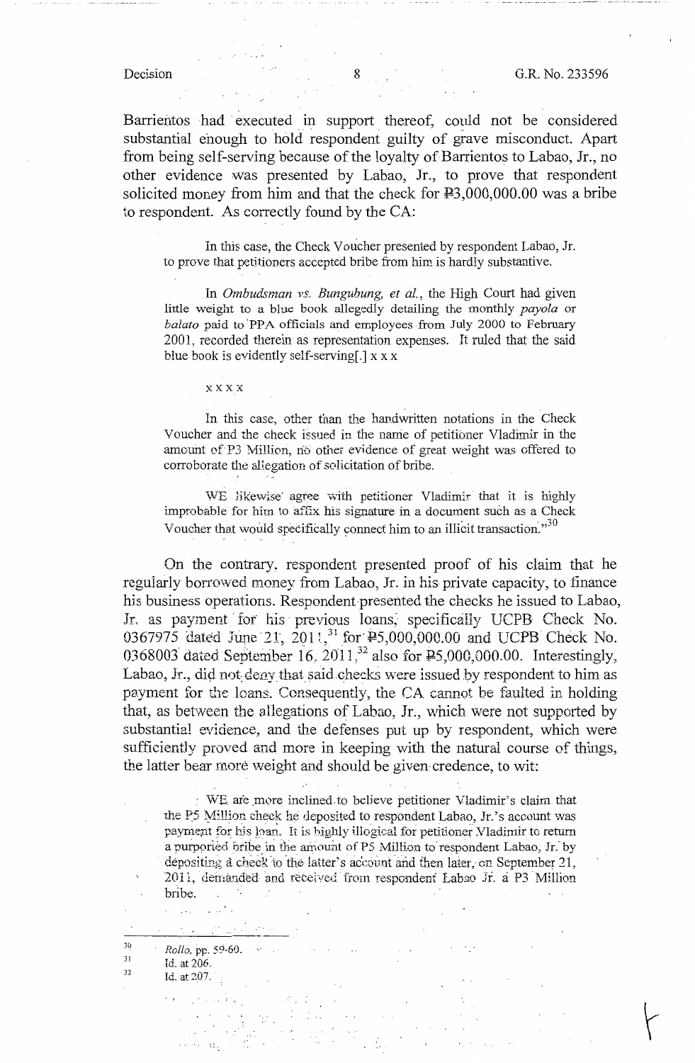Barrientos had executed in support thereof, could not be considered substantial enough to hold respondent guilty of grave misconduct. Apart from being self-serving because of the loyalty of Barrientos to Labao, Jr., no other evidence was presented by Labao, Jr., to prove that respondent solicited money from him and that the check for ₱3,000,000.00 was a bribe to respondent. As correctly found by the CA:

> In this case, the Check Voucher presented by respondent Labao, Jr. to prove that petitioners accepted bribe from him is hardly substantive.
>
> In *Ombudsman vs. Bungubung, et al.*, the High Court had given little weight to a blue book allegedly detailing the monthly *payola* or *balato* paid to PPA officials and employees from July 2000 to February 2001, recorded therein as representation expenses. It ruled that the said blue book is evidently self-serving[.] x x x
>
> x x x x
>
> In this case, other than the handwritten notations in the Check Voucher and the check issued in the name of petitioner Vladimir in the amount of P3 Million, no other evidence of great weight was offered to corroborate the allegation of solicitation of bribe.
>
> WE likewise agree with petitioner Vladimir that it is highly improbable for him to affix his signature in a document such as a Check Voucher that would specifically connect him to an illicit transaction."[30]

On the contrary, respondent presented proof of his claim that he regularly borrowed money from Labao, Jr. in his private capacity, to finance his business operations. Respondent presented the checks he issued to Labao, Jr. as payment for his previous loans, specifically UCPB Check No. 0367975 dated June 21, 2011,[31] for ₱5,000,000.00 and UCPB Check No. 0368003 dated September 16, 2011,[32] also for ₱5,000,000.00. Interestingly, Labao, Jr., did not deny that said checks were issued by respondent to him as payment for the loans. Consequently, the CA cannot be faulted in holding that, as between the allegations of Labao, Jr., which were not supported by substantial evidence, and the defenses put up by respondent, which were sufficiently proved and more in keeping with the natural course of things, the latter bear more weight and should be given credence, to wit:

> WE are more inclined to believe petitioner Vladimir's claim that the P5 Million check he deposited to respondent Labao, Jr.'s account was payment for his loan. It is highly illogical for petitioner Vladimir to return a purported bribe in the amount of P5 Million to respondent Labao, Jr. by depositing a check to the latter's account and then later, on September 21, 2011, demanded and received from respondent Labao Jr. a P3 Million bribe.

---

[30] *Rollo*, pp. 59-60.

[31] Id. at 206.

[32] Id. at 207.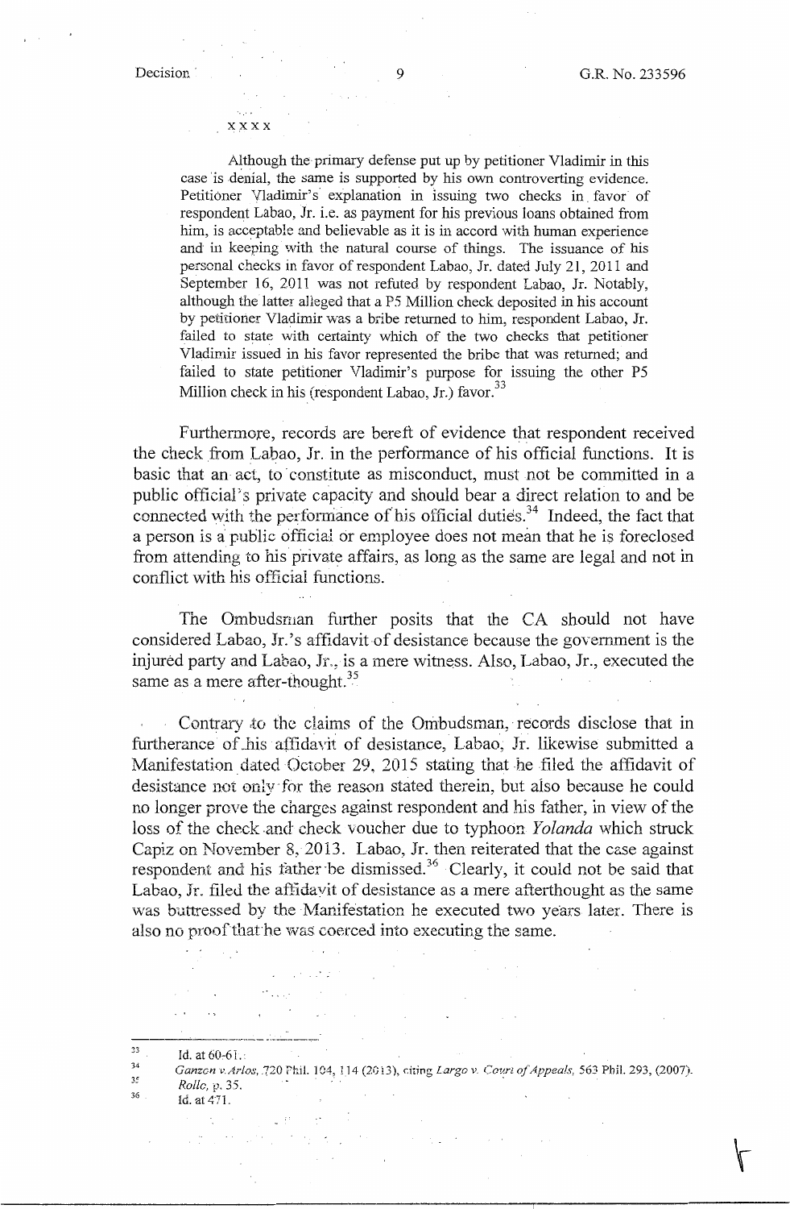xxxx

> Although the primary defense put up by petitioner Vladimir in this case is denial, the same is supported by his own controverting evidence. Petitioner Vladimir's explanation in issuing two checks in favor of respondent Labao, Jr. i.e. as payment for his previous loans obtained from him, is acceptable and believable as it is in accord with human experience and in keeping with the natural course of things. The issuance of his personal checks in favor of respondent Labao, Jr. dated July 21, 2011 and September 16, 2011 was not refuted by respondent Labao, Jr. Notably, although the latter alleged that a P5 Million check deposited in his account by petitioner Vladimir was a bribe returned to him, respondent Labao, Jr. failed to state with certainty which of the two checks that petitioner Vladimir issued in his favor represented the bribe that was returned; and failed to state petitioner Vladimir's purpose for issuing the other P5 Million check in his (respondent Labao, Jr.) favor.[33]

Furthermore, records are bereft of evidence that respondent received the check from Labao, Jr. in the performance of his official functions. It is basic that an act, to constitute as misconduct, must not be committed in a public official's private capacity and should bear a direct relation to and be connected with the performance of his official duties.[34] Indeed, the fact that a person is a public official or employee does not mean that he is foreclosed from attending to his private affairs, as long as the same are legal and not in conflict with his official functions.

The Ombudsman further posits that the CA should not have considered Labao, Jr.'s affidavit of desistance because the government is the injured party and Labao, Jr., is a mere witness. Also, Labao, Jr., executed the same as a mere after-thought.[35]

Contrary to the claims of the Ombudsman, records disclose that in furtherance of his affidavit of desistance, Labao, Jr. likewise submitted a Manifestation dated October 29, 2015 stating that he filed the affidavit of desistance not only for the reason stated therein, but also because he could no longer prove the charges against respondent and his father, in view of the loss of the check and check voucher due to typhoon *Yolanda* which struck Capiz on November 8, 2013. Labao, Jr. then reiterated that the case against respondent and his father be dismissed.[36] Clearly, it could not be said that Labao, Jr. filed the affidavit of desistance as a mere afterthought as the same was buttressed by the Manifestation he executed two years later. There is also no proof that he was coerced into executing the same.

---

[33] Id. at 60-61.

[34] *Ganzon v. Arlos*, 720 Phil. 104, 114 (2013), citing *Largo v. Court of Appeals*, 563 Phil. 293, (2007).

[35] *Rollo*, p. 35.

[36] Id. at 471.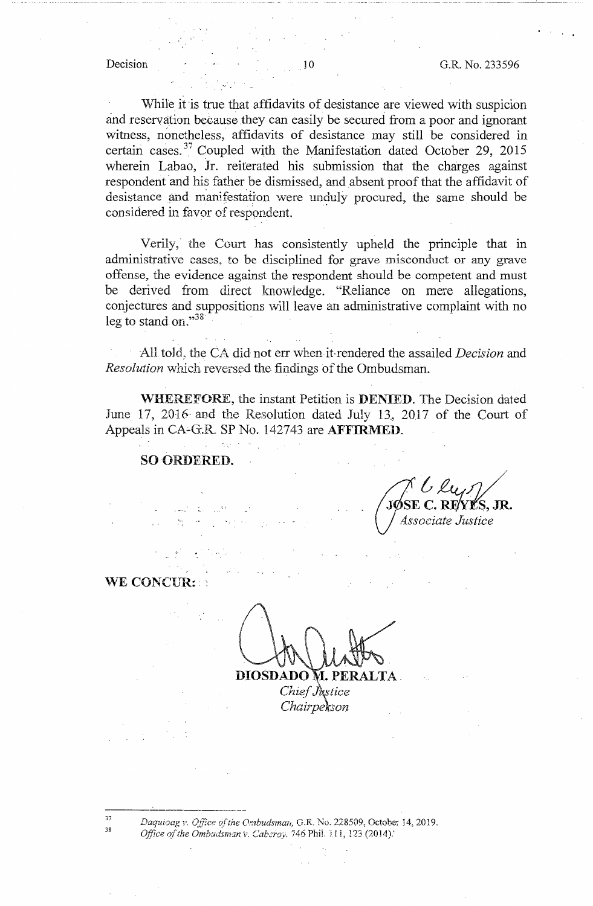While it is true that affidavits of desistance are viewed with suspicion and reservation because they can easily be secured from a poor and ignorant witness, nonetheless, affidavits of desistance may still be considered in certain cases.[37] Coupled with the Manifestation dated October 29, 2015 wherein Labao, Jr. reiterated his submission that the charges against respondent and his father be dismissed, and absent proof that the affidavit of desistance and manifestation were unduly procured, the same should be considered in favor of respondent.

Verily, the Court has consistently upheld the principle that in administrative cases, to be disciplined for grave misconduct or any grave offense, the evidence against the respondent should be competent and must be derived from direct knowledge. "Reliance on mere allegations, conjectures and suppositions will leave an administrative complaint with no leg to stand on."[38]

All told, the CA did not err when it rendered the assailed *Decision* and *Resolution* which reversed the findings of the Ombudsman.

**WHEREFORE**, the instant Petition is **DENIED**. The Decision dated June 17, 2016 and the Resolution dated July 13, 2017 of the Court of Appeals in CA-G.R. SP No. 142743 are **AFFIRMED**.

**SO ORDERED.**

JOSE C. REYES, JR.
*Associate Justice*

**WE CONCUR:**

DIOSDADO M. PERALTA
*Chief Justice*
*Chairperson*

---

[37] *Daquioag v. Office of the Ombudsman*, G.R. No. 228509, October 14, 2019.

[38] *Office of the Ombudsman v. Cabcroy*, 746 Phil. 111, 123 (2014).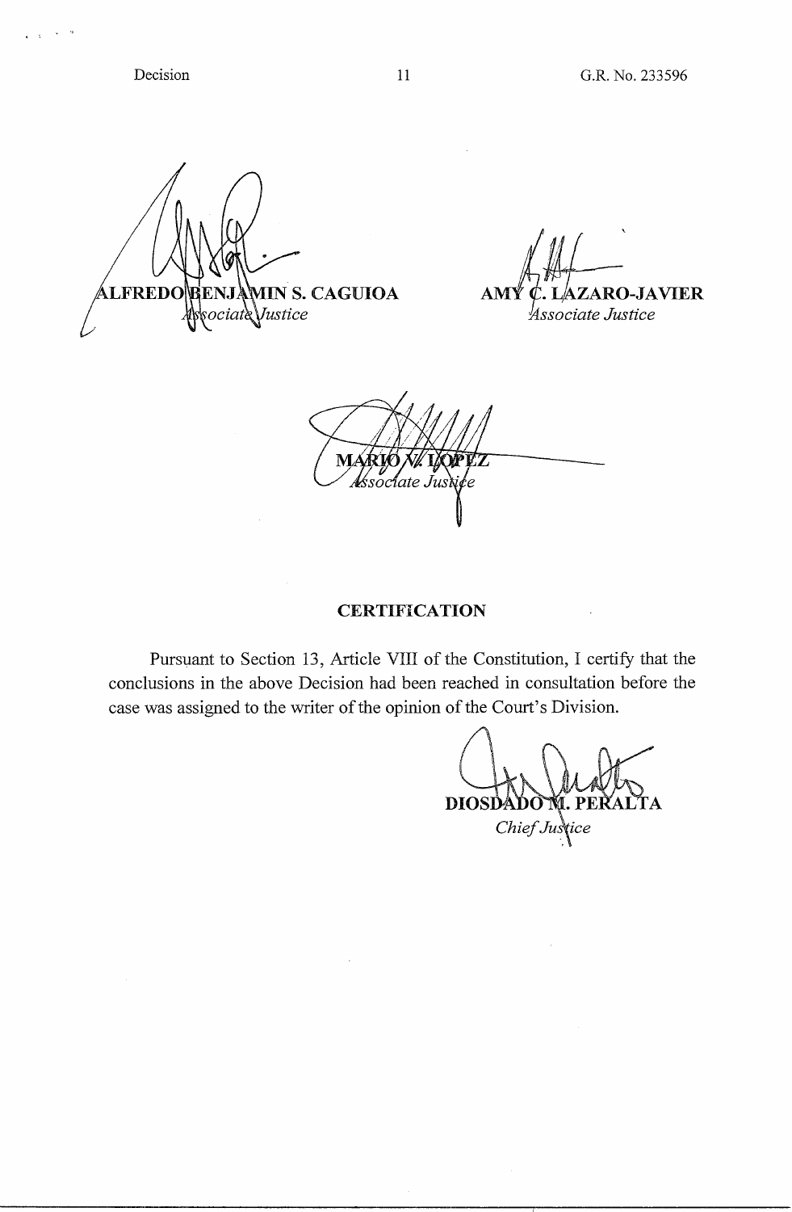**ALFREDO BENJAMIN S. CAGUIOA**
*Associate Justice*

**AMY C. LAZARO-JAVIER**
*Associate Justice*

**MARIO V. LOPEZ**
*Associate Justice*

## CERTIFICATION

Pursuant to Section 13, Article VIII of the Constitution, I certify that the conclusions in the above Decision had been reached in consultation before the case was assigned to the writer of the opinion of the Court's Division.

**DIOSDADO M. PERALTA**
*Chief Justice*